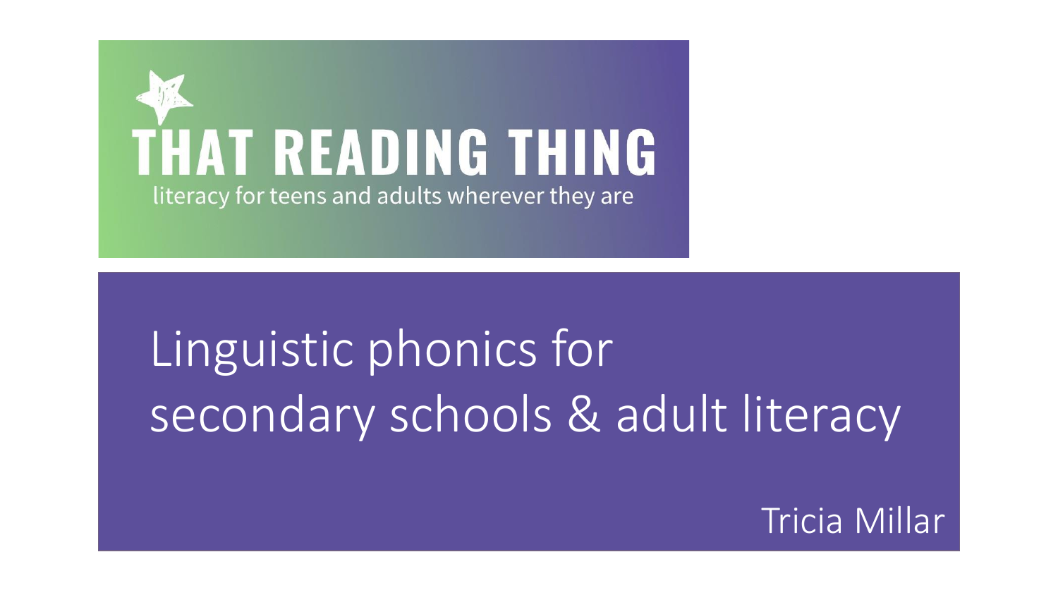THAT READING THING

literacy for teens and adults wherever they are

# Linguistic phonics for secondary schools & adult literacy

Tricia Millar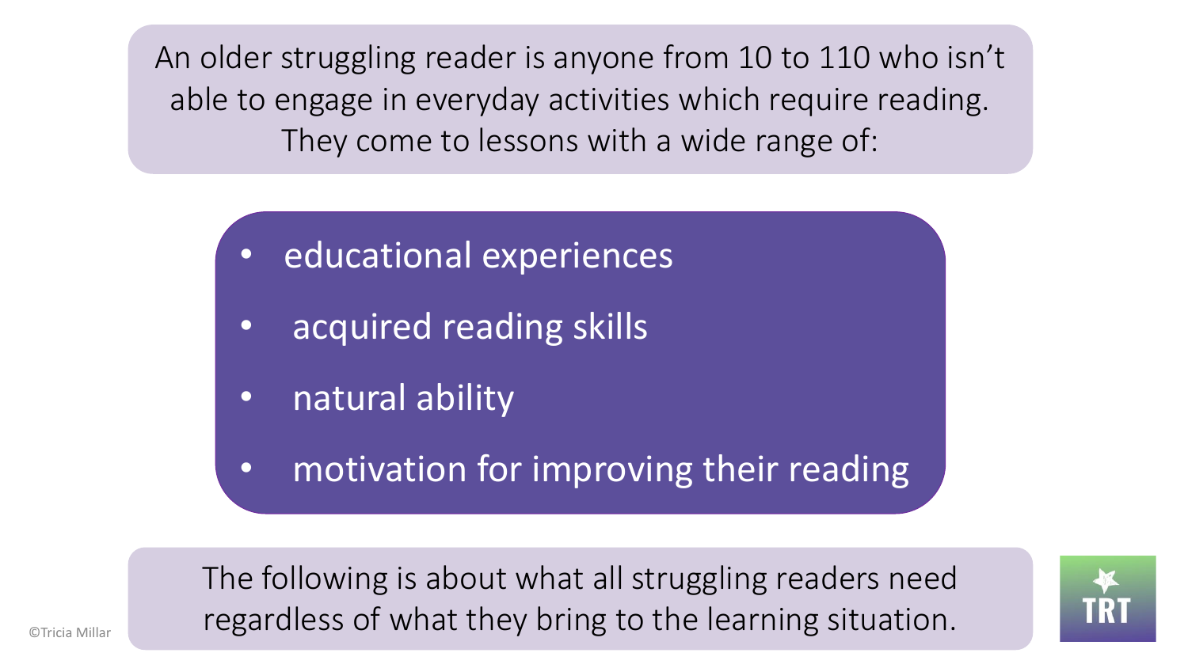An older struggling reader is anyone from 10 to 110 who isn't able to engage in everyday activities which require reading. They come to lessons with a wide range of:

- educational experiences
- acquired reading skills
- natural ability
- motivation for improving their reading

The following is about what all struggling readers need regardless of what they bring to the learning situation.

©Tricia Millar

TRT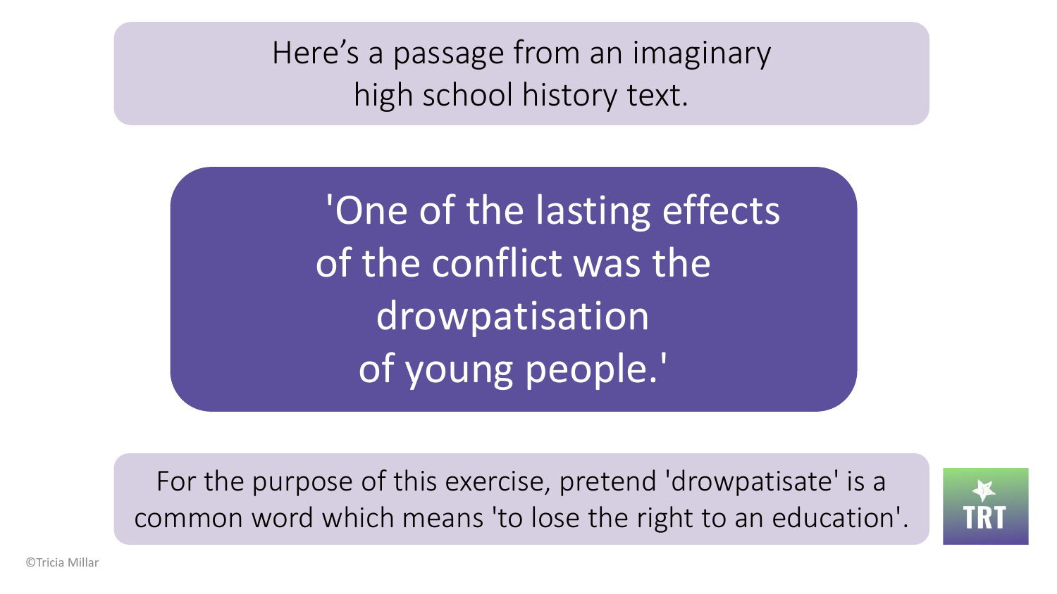Here's a passage from an imaginary high school history text.

> 'One of the lasting effects of the conflict was the drowpatisation of young people.'

For the purpose of this exercise, pretend 'drowpatisate' is a common word which means 'to lose the right to an education'.

TRT

©Tricia Millar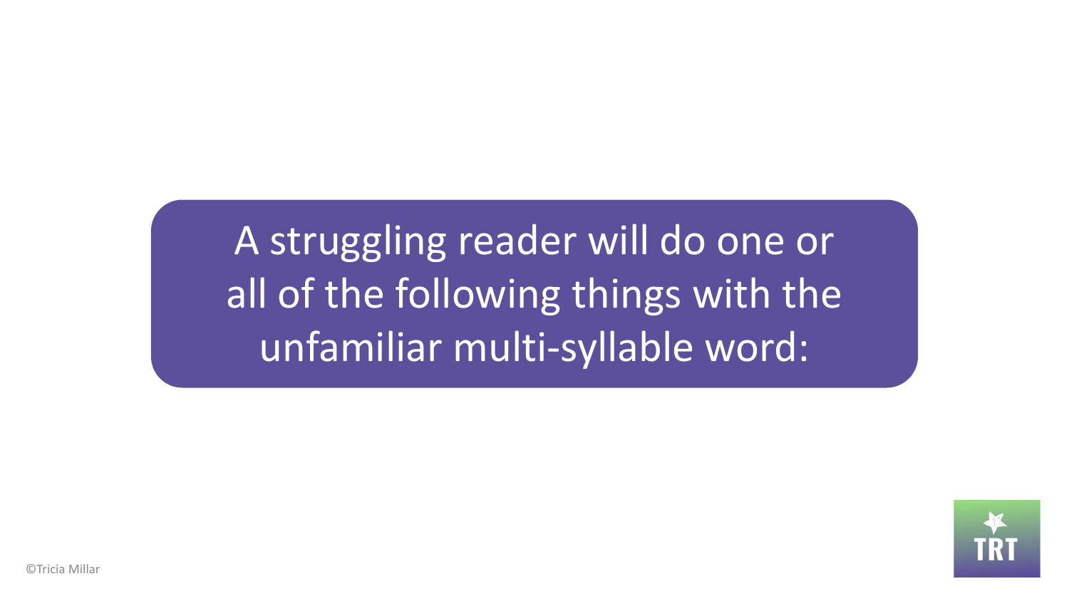A struggling reader will do one or all of the following things with the unfamiliar multi-syllable word:

©Tricia Millar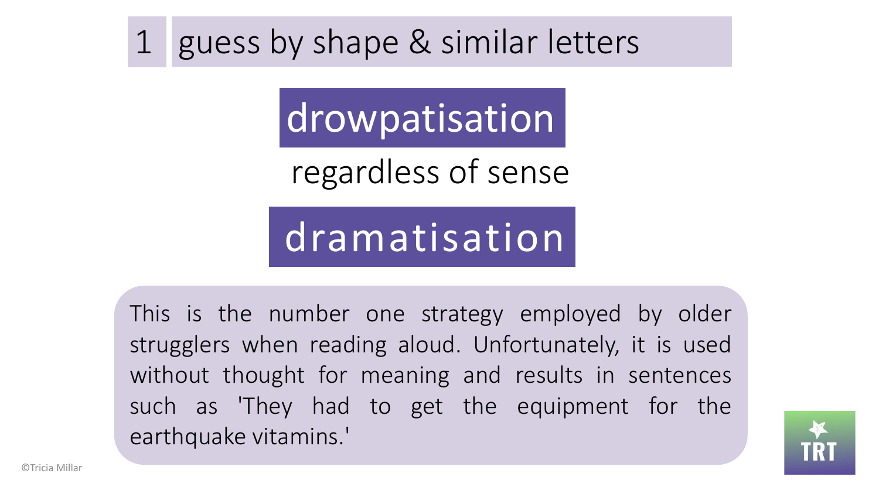# 1 guess by shape & similar letters

drowpatisation

regardless of sense

dramatisation

This is the number one strategy employed by older strugglers when reading aloud. Unfortunately, it is used without thought for meaning and results in sentences such as 'They had to get the equipment for the earthquake vitamins.'

©Tricia Millar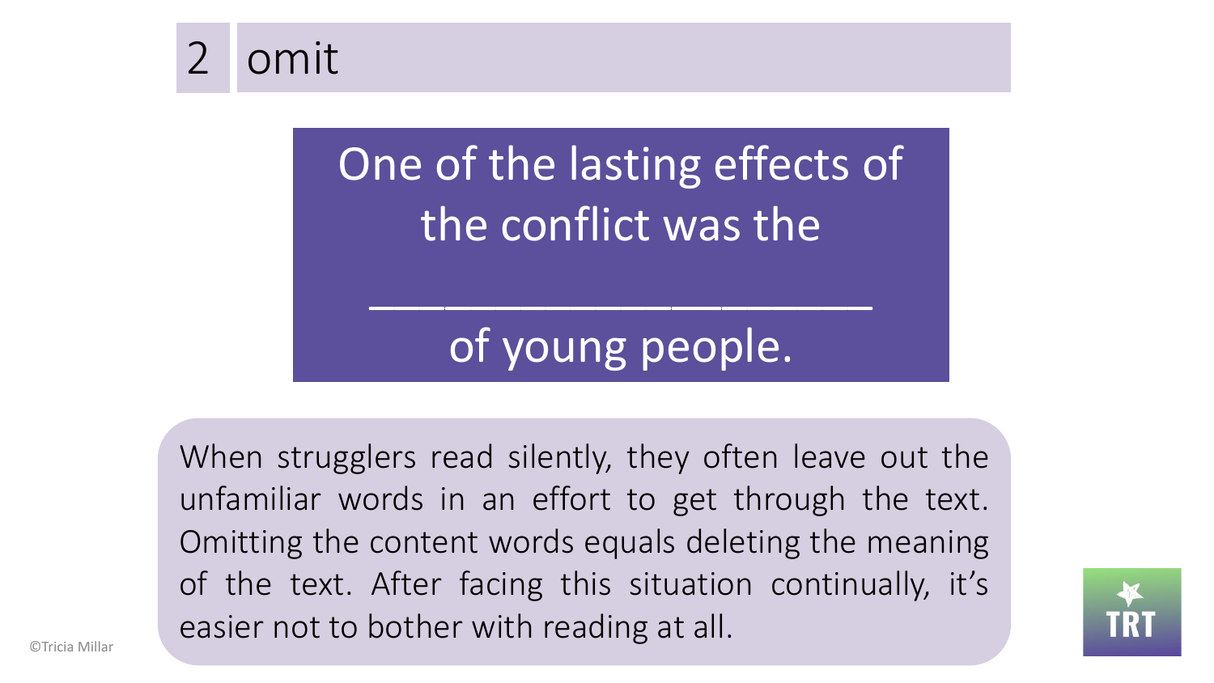# 2 omit

One of the lasting effects of the conflict was the

____________________

of young people.

When strugglers read silently, they often leave out the unfamiliar words in an effort to get through the text. Omitting the content words equals deleting the meaning of the text. After facing this situation continually, it's easier not to bother with reading at all.

©Tricia Millar

TRT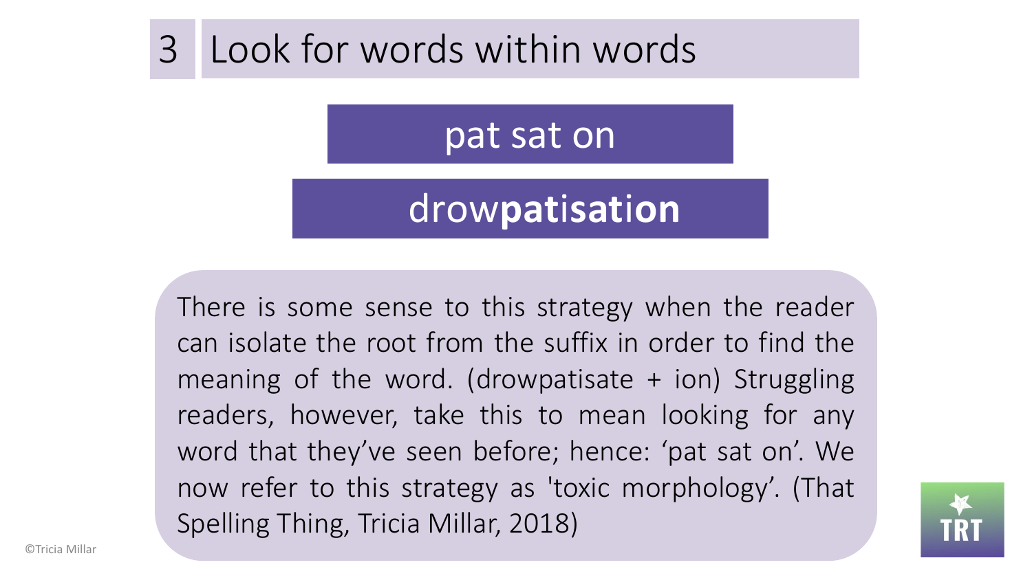# 3 Look for words within words

pat sat on

drow**pat**i**sat**i**on**

There is some sense to this strategy when the reader can isolate the root from the suffix in order to find the meaning of the word. (drowpatisate + ion) Struggling readers, however, take this to mean looking for any word that they've seen before; hence: 'pat sat on'. We now refer to this strategy as 'toxic morphology'. (That Spelling Thing, Tricia Millar, 2018)

©Tricia Millar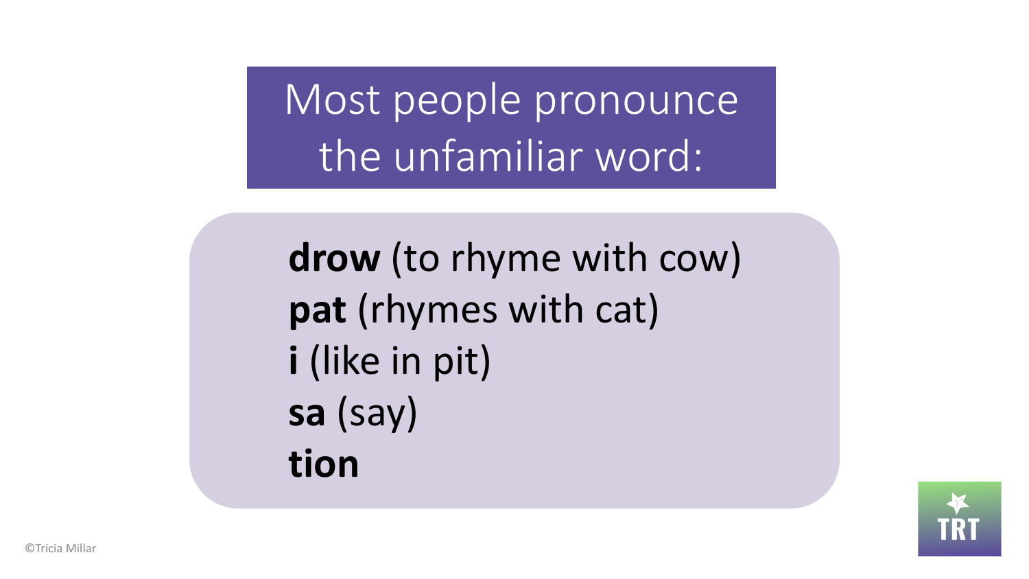# Most people pronounce the unfamiliar word:

**drow** (to rhyme with cow)
**pat** (rhymes with cat)
**i** (like in pit)
**sa** (say)
**tion**

©Tricia Millar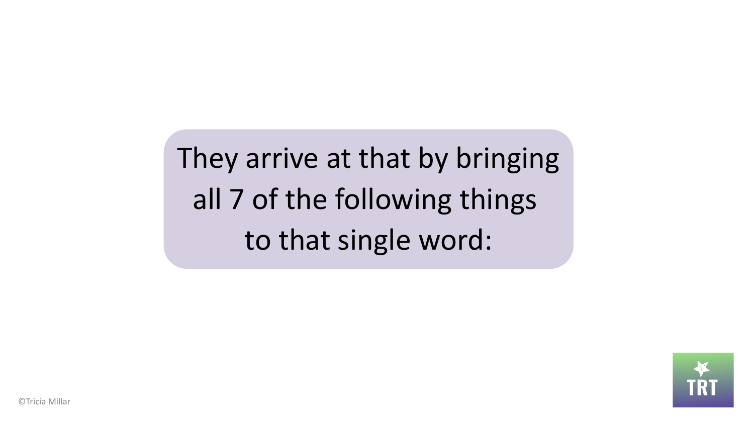They arrive at that by bringing all 7 of the following things to that single word: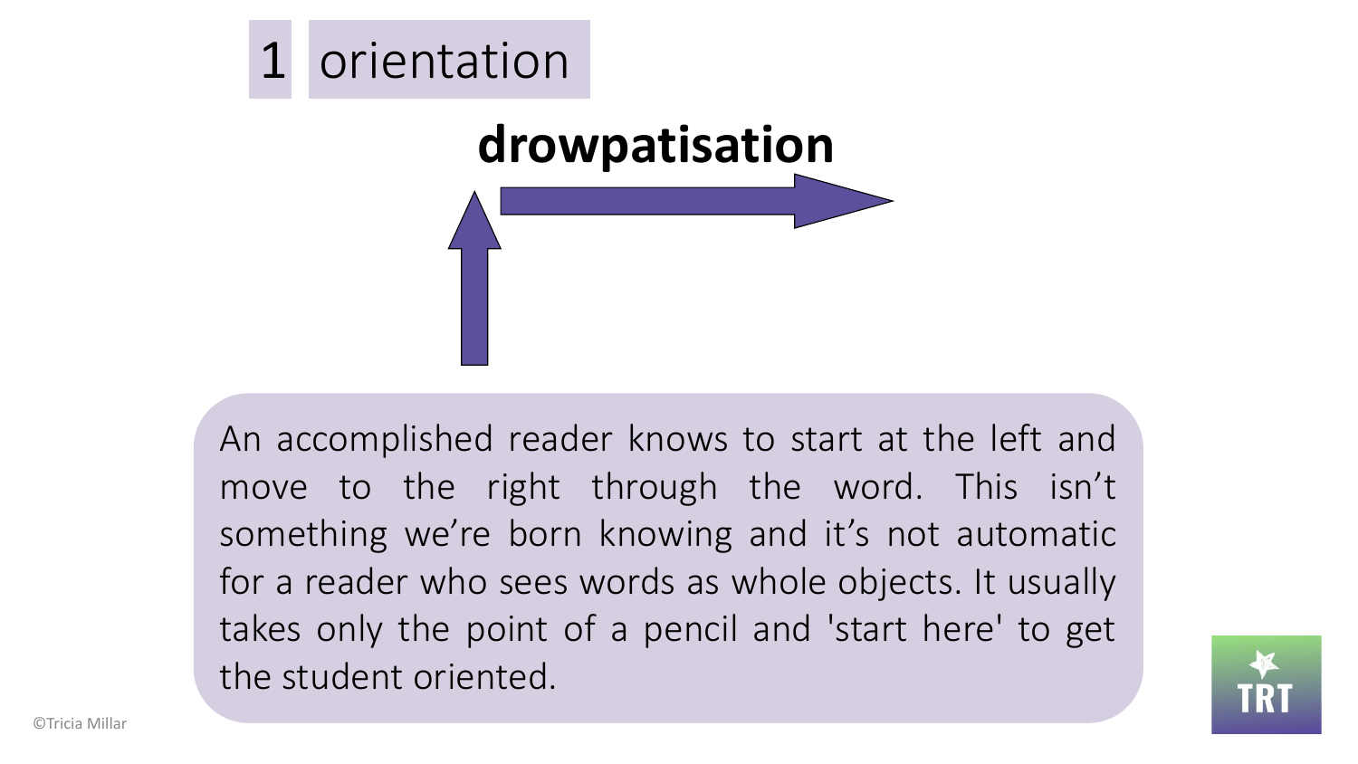# 1 orientation

**drowpatisation**

An accomplished reader knows to start at the left and move to the right through the word. This isn't something we're born knowing and it's not automatic for a reader who sees words as whole objects. It usually takes only the point of a pencil and 'start here' to get the student oriented.

©Tricia Millar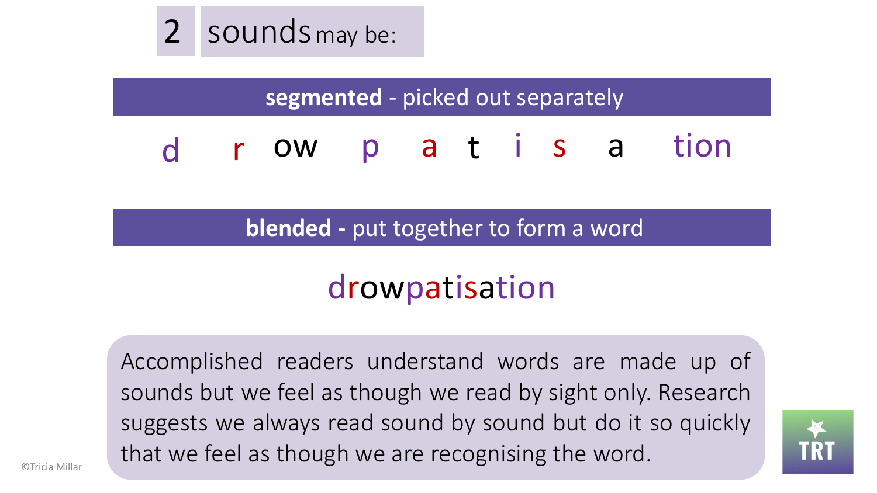## 2 sounds may be:

**segmented** - picked out separately

d r ow p a t i s a tion

**blended -** put together to form a word

drowpatisation

Accomplished readers understand words are made up of sounds but we feel as though we read by sight only. Research suggests we always read sound by sound but do it so quickly that we feel as though we are recognising the word.

©Tricia Millar

TRT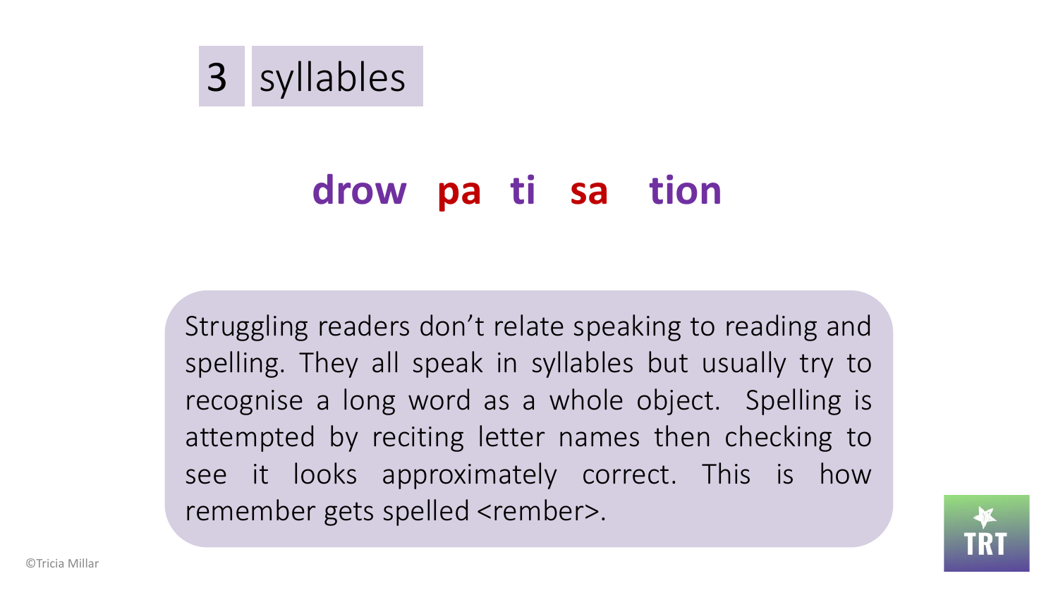# 3 syllables

**drow pa ti sa tion**

Struggling readers don't relate speaking to reading and spelling. They all speak in syllables but usually try to recognise a long word as a whole object. Spelling is attempted by reciting letter names then checking to see it looks approximately correct. This is how remember gets spelled <rember>.

©Tricia Millar

TRT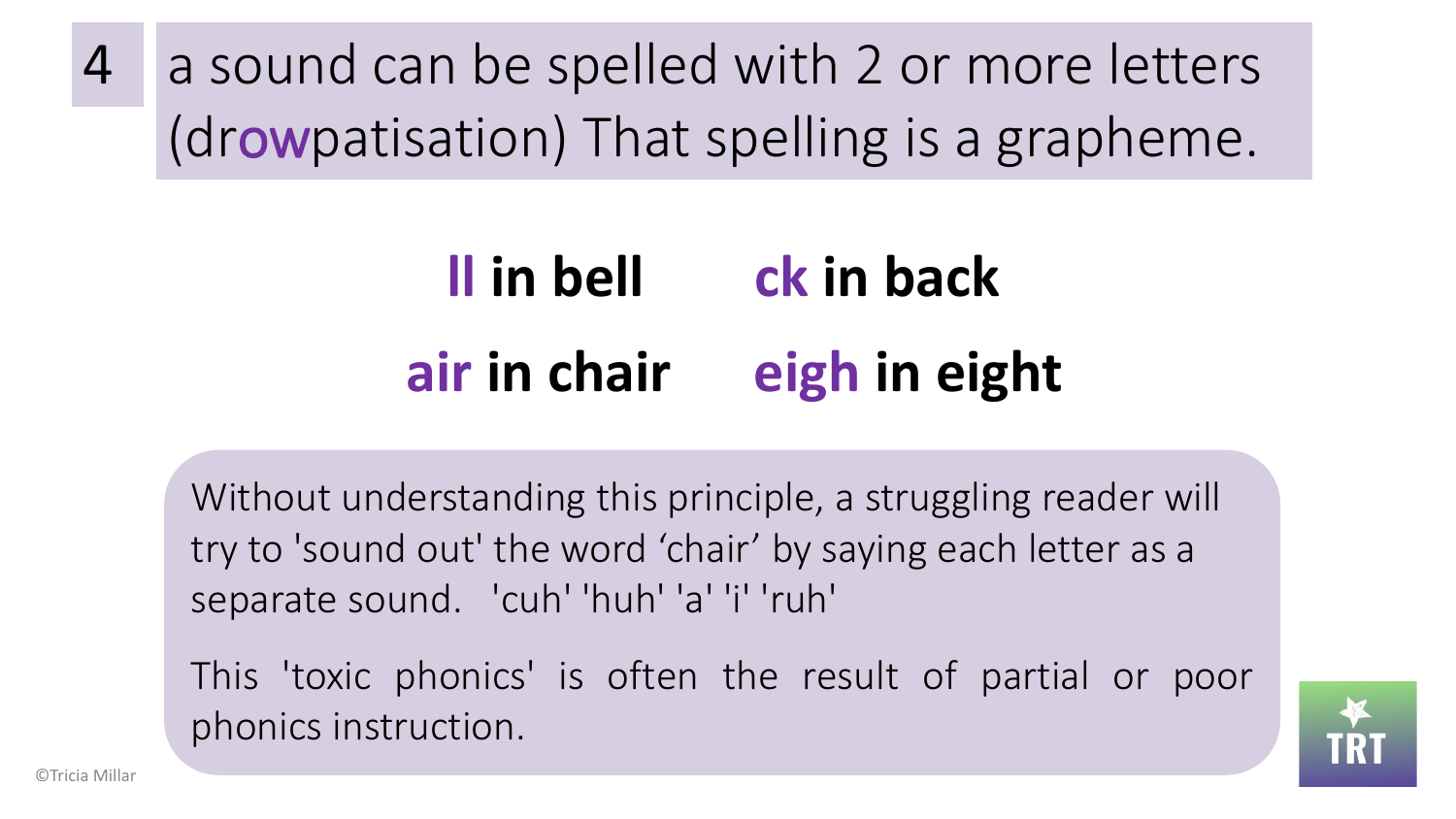# 4 a sound can be spelled with 2 or more letters (drowpatisation) That spelling is a grapheme.

**ll in bell** **ck in back**

**air in chair** **eigh in eight**

Without understanding this principle, a struggling reader will try to 'sound out' the word ‘chair’ by saying each letter as a separate sound. 'cuh' 'huh' 'a' 'i' 'ruh'

This 'toxic phonics' is often the result of partial or poor phonics instruction.

©Tricia Millar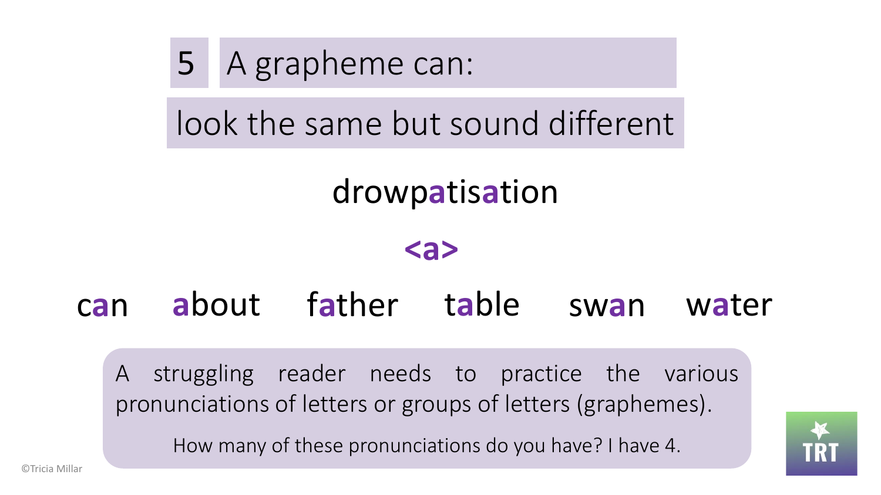## 5 A grapheme can:

## look the same but sound different

drowp**a**tis**a**tion

**<a>**

c**a**n  **a**bout  f**a**ther  t**a**ble  sw**a**n  w**a**ter

A struggling reader needs to practice the various pronunciations of letters or groups of letters (graphemes).

How many of these pronunciations do you have? I have 4.

©Tricia Millar

TRT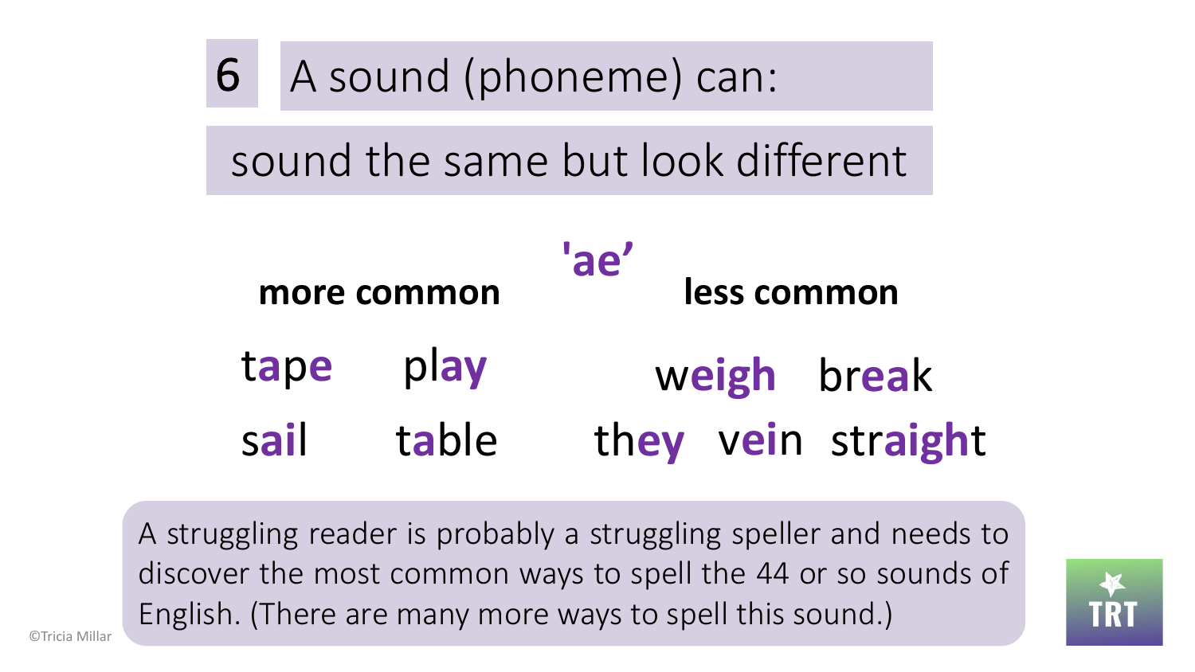## 6 A sound (phoneme) can:

## sound the same but look different

**'ae'**

**more common**

tape play

sail table

**less common**

weigh break

they vein straight

A struggling reader is probably a struggling speller and needs to discover the most common ways to spell the 44 or so sounds of English. (There are many more ways to spell this sound.)

©Tricia Millar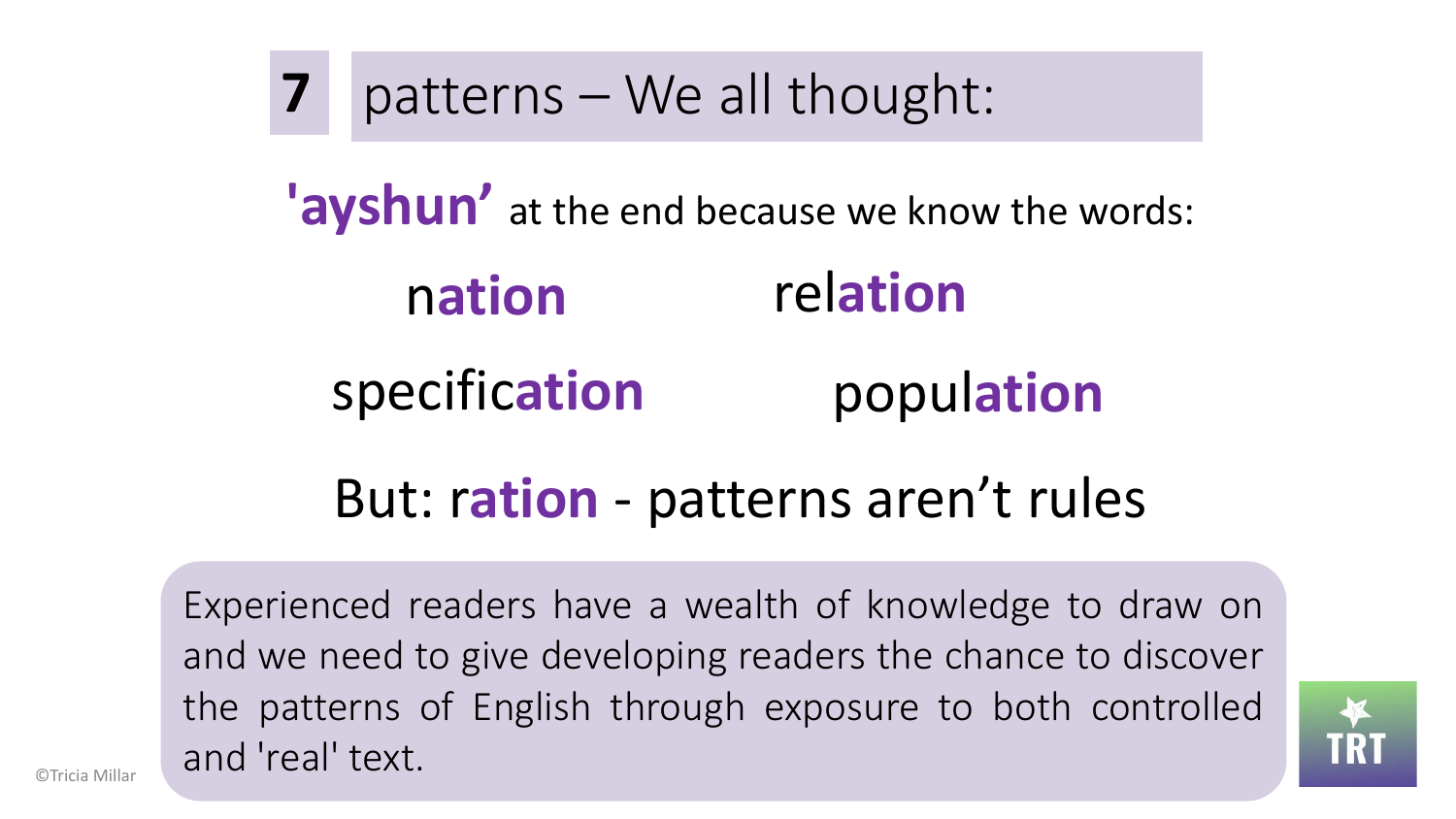## 7 patterns – We all thought:

**'ayshun'** at the end because we know the words:

n**ation** rel**ation**

specific**ation** popul**ation**

But: r**ation** - patterns aren't rules

Experienced readers have a wealth of knowledge to draw on and we need to give developing readers the chance to discover the patterns of English through exposure to both controlled and 'real' text.

©Tricia Millar

TRT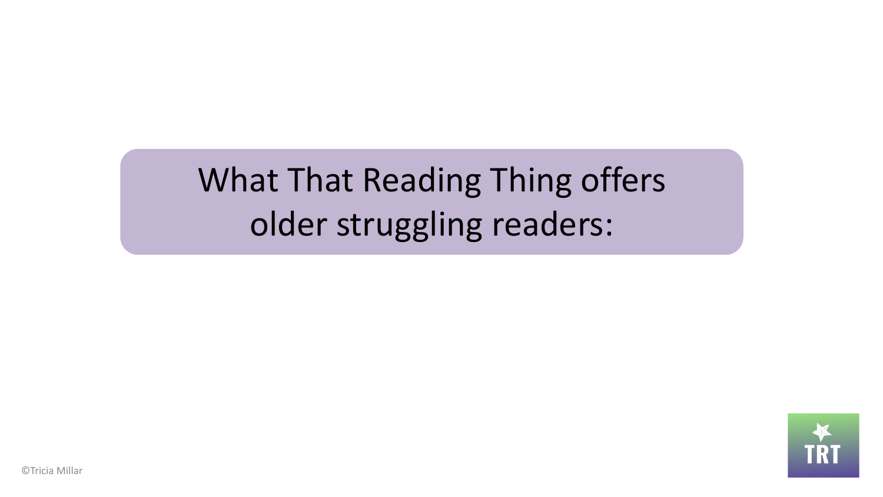# What That Reading Thing offers older struggling readers: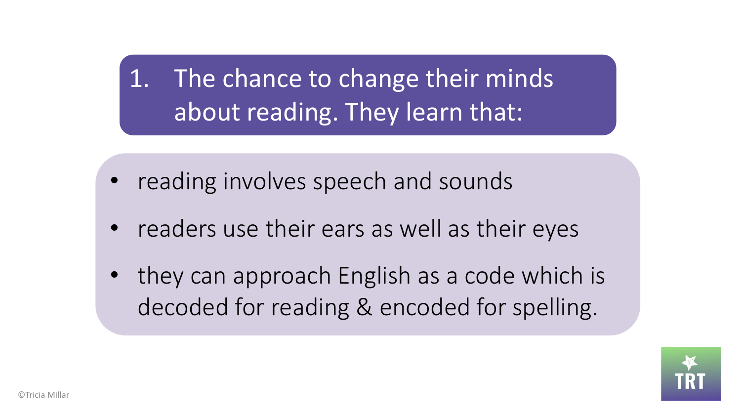1. The chance to change their minds about reading. They learn that:

- reading involves speech and sounds
- readers use their ears as well as their eyes
- they can approach English as a code which is decoded for reading & encoded for spelling.

©Tricia Millar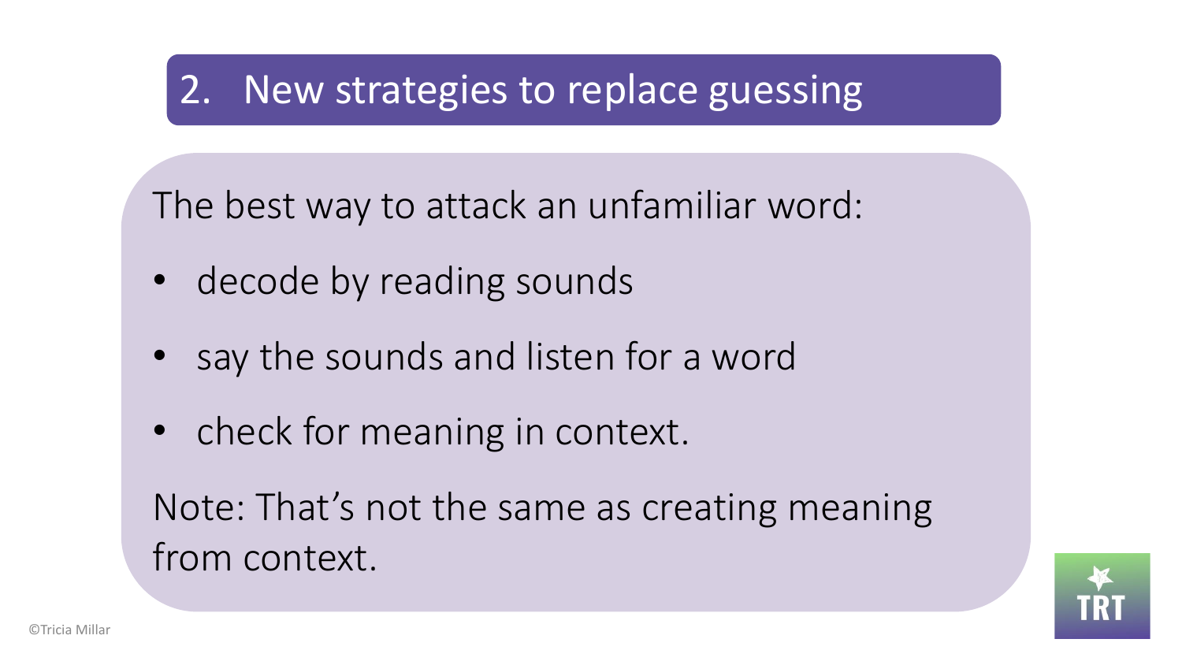## 2. New strategies to replace guessing

The best way to attack an unfamiliar word:

- decode by reading sounds
- say the sounds and listen for a word
- check for meaning in context.

Note: That's not the same as creating meaning from context.

©Tricia Millar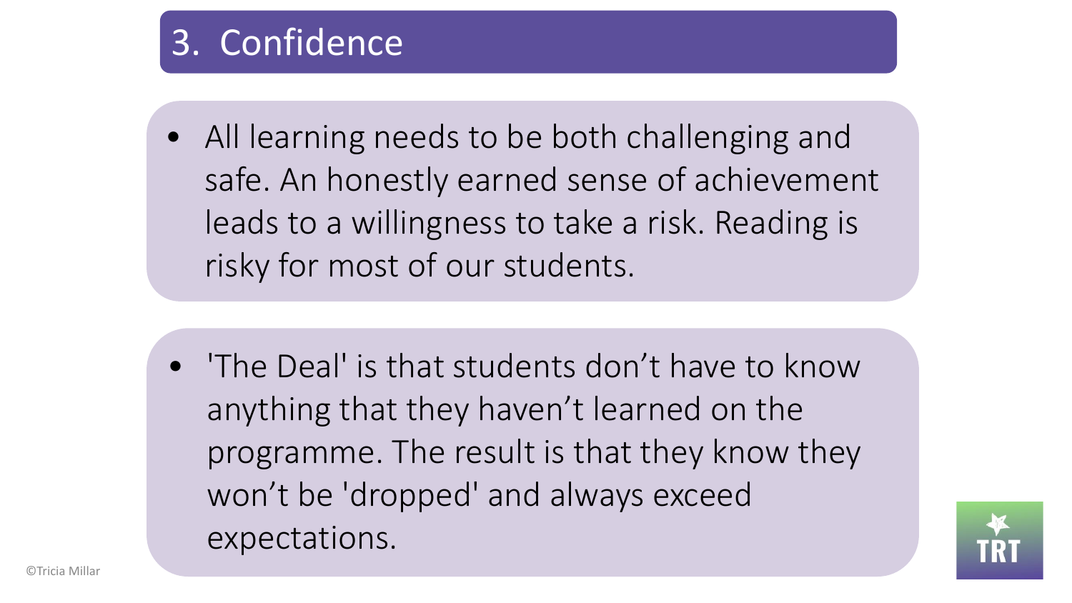# 3. Confidence

- All learning needs to be both challenging and safe. An honestly earned sense of achievement leads to a willingness to take a risk. Reading is risky for most of our students.

- 'The Deal' is that students don't have to know anything that they haven't learned on the programme. The result is that they know they won't be 'dropped' and always exceed expectations.

©Tricia Millar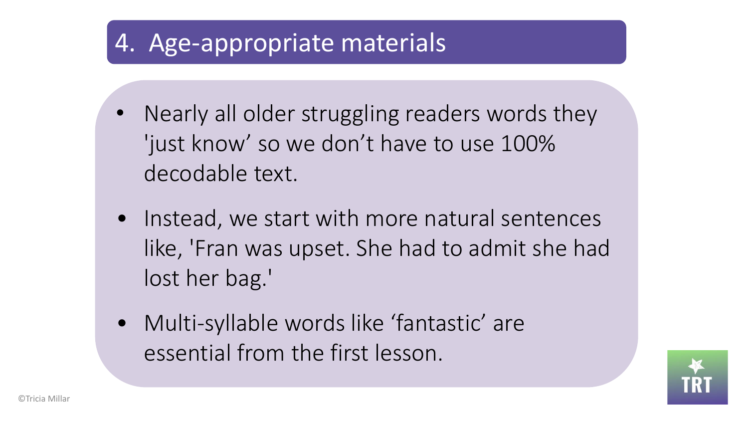# 4. Age-appropriate materials

- Nearly all older struggling readers words they 'just know' so we don't have to use 100% decodable text.
- Instead, we start with more natural sentences like, 'Fran was upset. She had to admit she had lost her bag.'
- Multi-syllable words like 'fantastic' are essential from the first lesson.

©Tricia Millar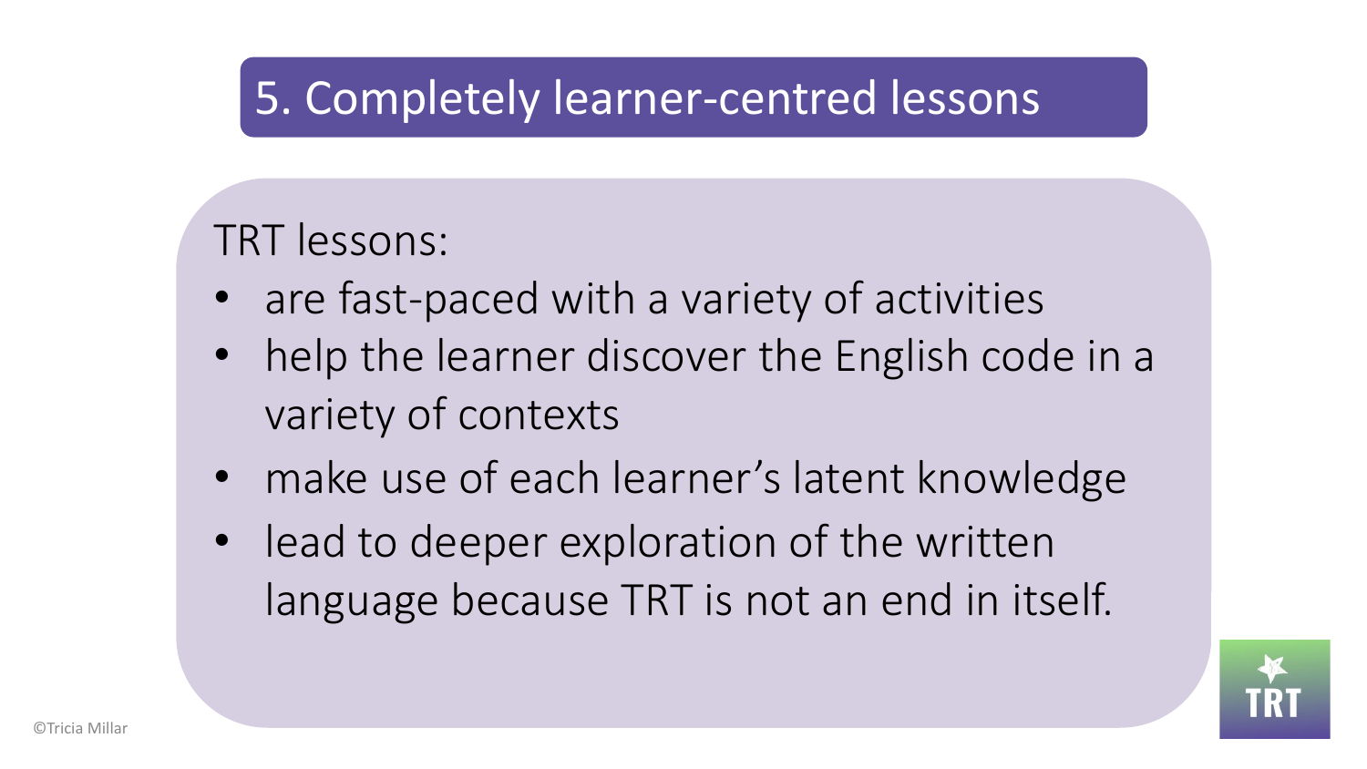# 5. Completely learner-centred lessons

TRT lessons:

- are fast-paced with a variety of activities
- help the learner discover the English code in a variety of contexts
- make use of each learner's latent knowledge
- lead to deeper exploration of the written language because TRT is not an end in itself.

©Tricia Millar

TRT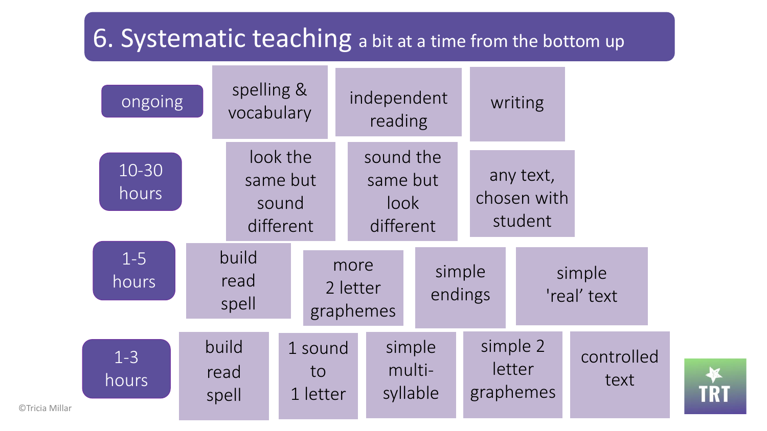# 6. Systematic teaching a bit at a time from the bottom up

| | | | | | |
|---|---|---|---|---|---|
| ongoing | spelling & vocabulary | independent reading | writing | | |
| 10-30 hours | look the same but sound different | sound the same but look different | any text, chosen with student | | |
| 1-5 hours | build read spell | more 2 letter graphemes | simple endings | simple 'real' text | |
| 1-3 hours | build read spell | 1 sound to 1 letter | simple multi-syllable | simple 2 letter graphemes | controlled text |

©Tricia Millar

TRT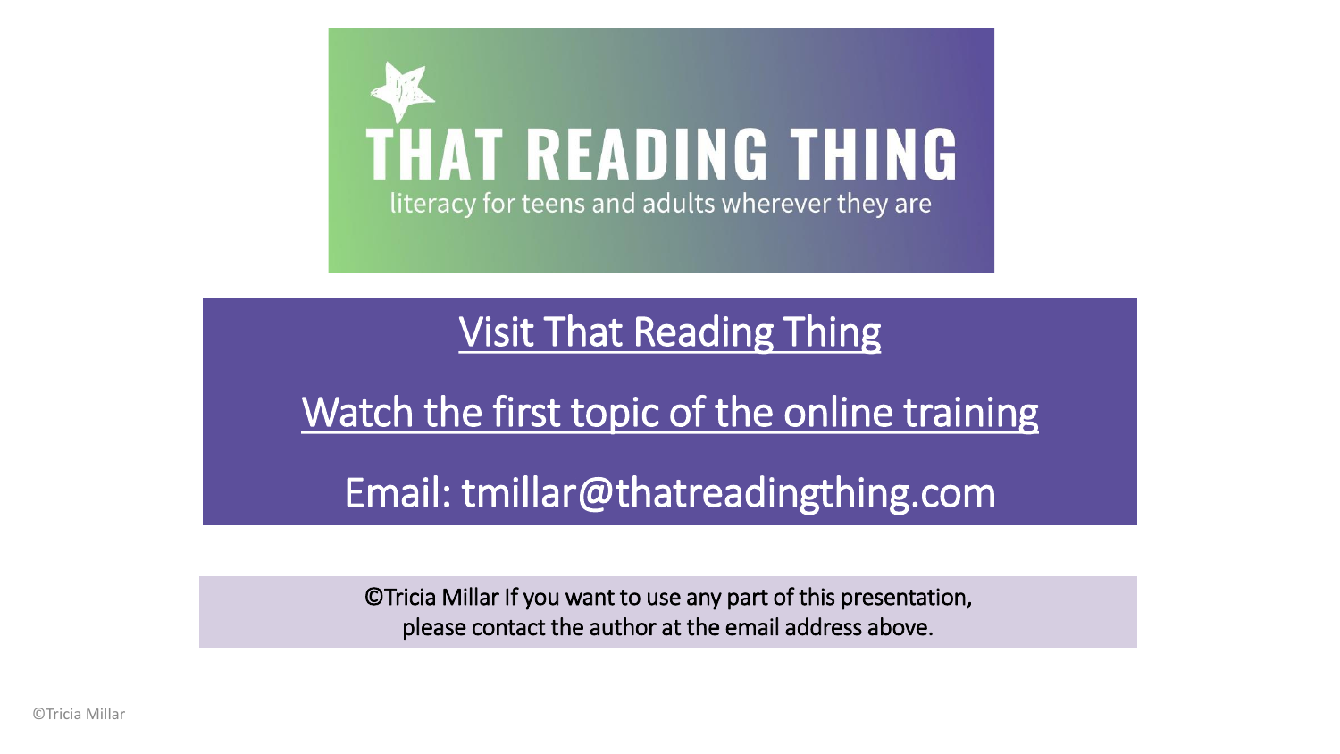# THAT READING THING

literacy for teens and adults wherever they are

Visit That Reading Thing

Watch the first topic of the online training

Email: tmillar@thatreadingthing.com

©Tricia Millar If you want to use any part of this presentation, please contact the author at the email address above.